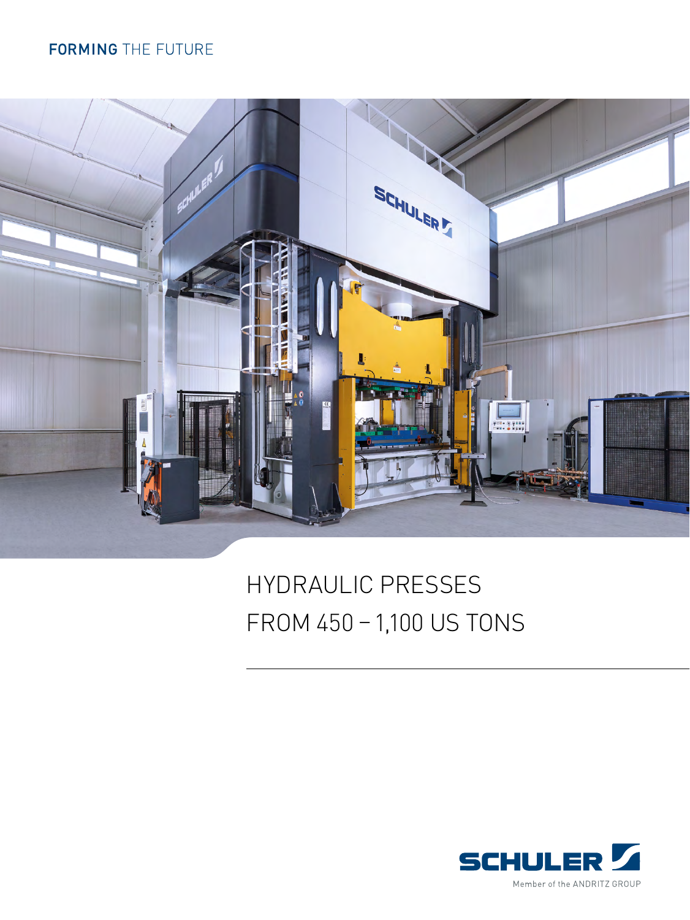FORMING THE FUTURE

# HYDRAULIC PRESSES FROM 450 – 1,100 US TONS

SCHULER

Member of the ANDRITZ GROUP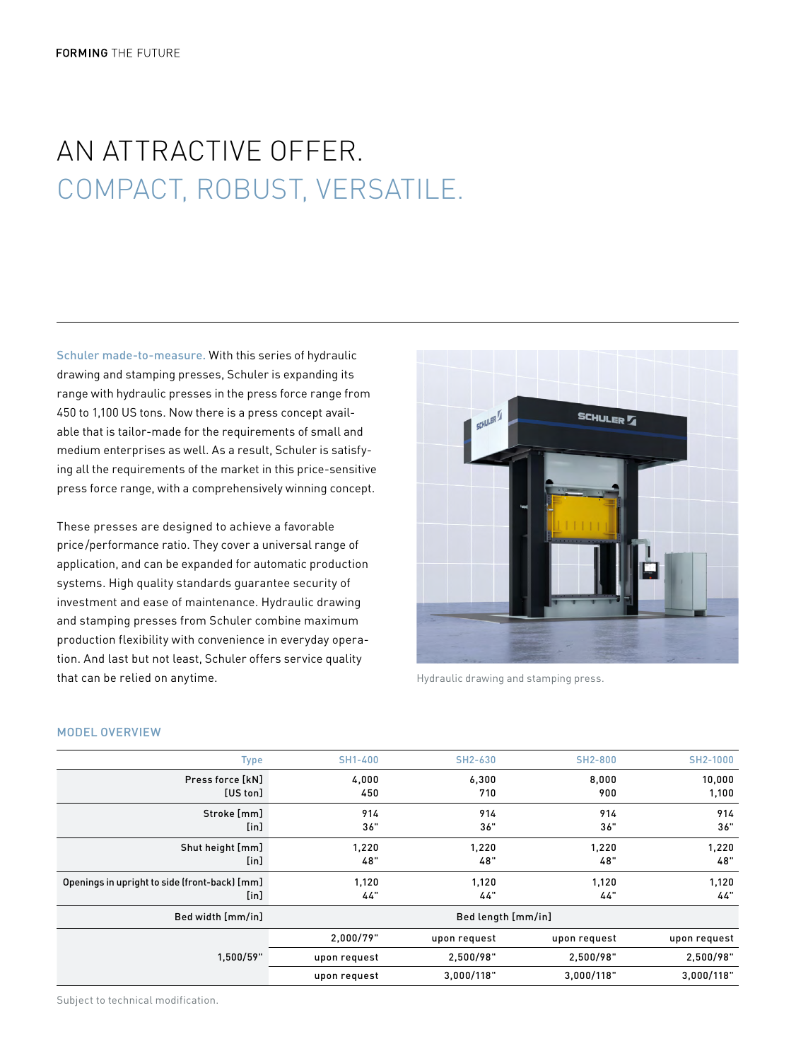# AN ATTRACTIVE OFFER.
## COMPACT, ROBUST, VERSATILE.

Schuler made-to-measure. With this series of hydraulic drawing and stamping presses, Schuler is expanding its range with hydraulic presses in the press force range from 450 to 1,100 US tons. Now there is a press concept available that is tailor-made for the requirements of small and medium enterprises as well. As a result, Schuler is satisfying all the requirements of the market in this price-sensitive press force range, with a comprehensively winning concept.

These presses are designed to achieve a favorable price/performance ratio. They cover a universal range of application, and can be expanded for automatic production systems. High quality standards guarantee security of investment and ease of maintenance. Hydraulic drawing and stamping presses from Schuler combine maximum production flexibility with convenience in everyday operation. And last but not least, Schuler offers service quality that can be relied on anytime.

Hydraulic drawing and stamping press.

### MODEL OVERVIEW

| Type | SH1-400 | SH2-630 | SH2-800 | SH2-1000 |
|---|---|---|---|---|
| Press force [kN]<br>[US ton] | 4,000<br>450 | 6,300<br>710 | 8,000<br>900 | 10,000<br>1,100 |
| Stroke [mm]<br>[in] | 914<br>36" | 914<br>36" | 914<br>36" | 914<br>36" |
| Shut height [mm]<br>[in] | 1,220<br>48" | 1,220<br>48" | 1,220<br>48" | 1,220<br>48" |
| Openings in upright to side (front-back) [mm]<br>[in] | 1,120<br>44" | 1,120<br>44" | 1,120<br>44" | 1,120<br>44" |
| Bed width [mm/in] | Bed length [mm/in] | | | |
| 1,500/59" | 2,000/79" | upon request | upon request | upon request |
| | upon request | 2,500/98" | 2,500/98" | 2,500/98" |
| | upon request | 3,000/118" | 3,000/118" | 3,000/118" |

Subject to technical modification.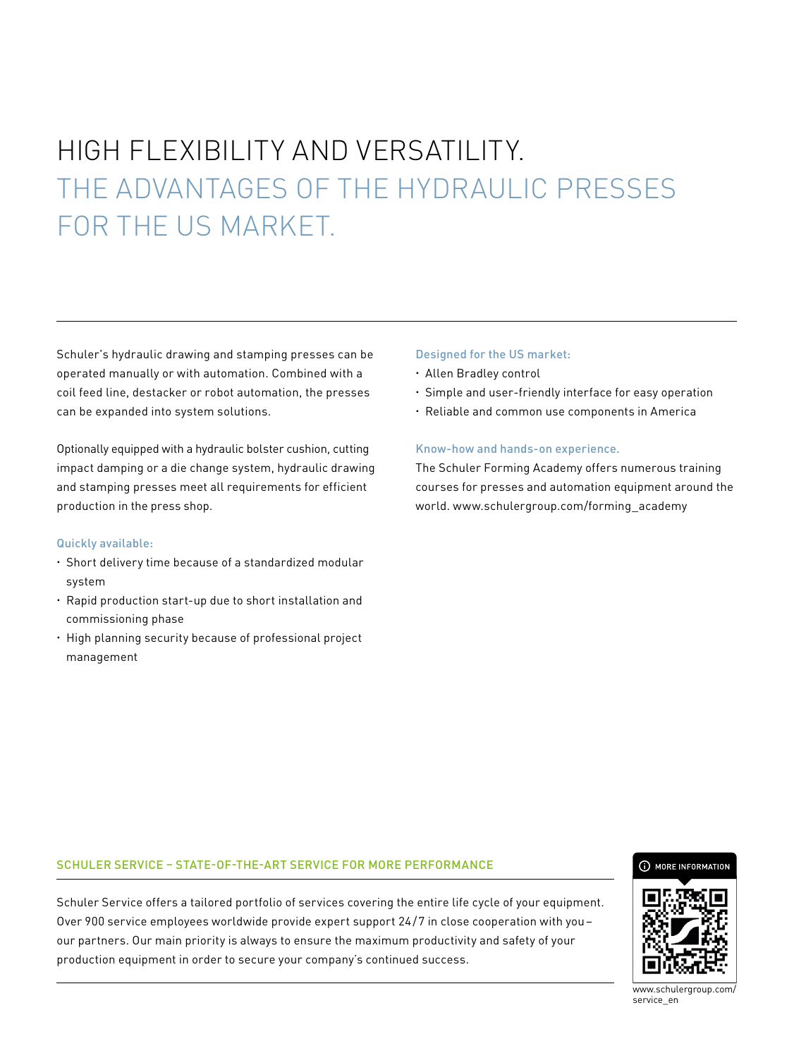# HIGH FLEXIBILITY AND VERSATILITY.

## THE ADVANTAGES OF THE HYDRAULIC PRESSES FOR THE US MARKET.

Schuler's hydraulic drawing and stamping presses can be operated manually or with automation. Combined with a coil feed line, destacker or robot automation, the presses can be expanded into system solutions.

Optionally equipped with a hydraulic bolster cushion, cutting impact damping or a die change system, hydraulic drawing and stamping presses meet all requirements for efficient production in the press shop.

### Quickly available:

- Short delivery time because of a standardized modular system
- Rapid production start-up due to short installation and commissioning phase
- High planning security because of professional project management

### Designed for the US market:

- Allen Bradley control
- Simple and user-friendly interface for easy operation
- Reliable and common use components in America

### Know-how and hands-on experience.

The Schuler Forming Academy offers numerous training courses for presses and automation equipment around the world. www.schulergroup.com/forming_academy

### SCHULER SERVICE – STATE-OF-THE-ART SERVICE FOR MORE PERFORMANCE

Schuler Service offers a tailored portfolio of services covering the entire life cycle of your equipment. Over 900 service employees worldwide provide expert support 24/7 in close cooperation with you – our partners. Our main priority is always to ensure the maximum productivity and safety of your production equipment in order to secure your company's continued success.

MORE INFORMATION

www.schulergroup.com/service_en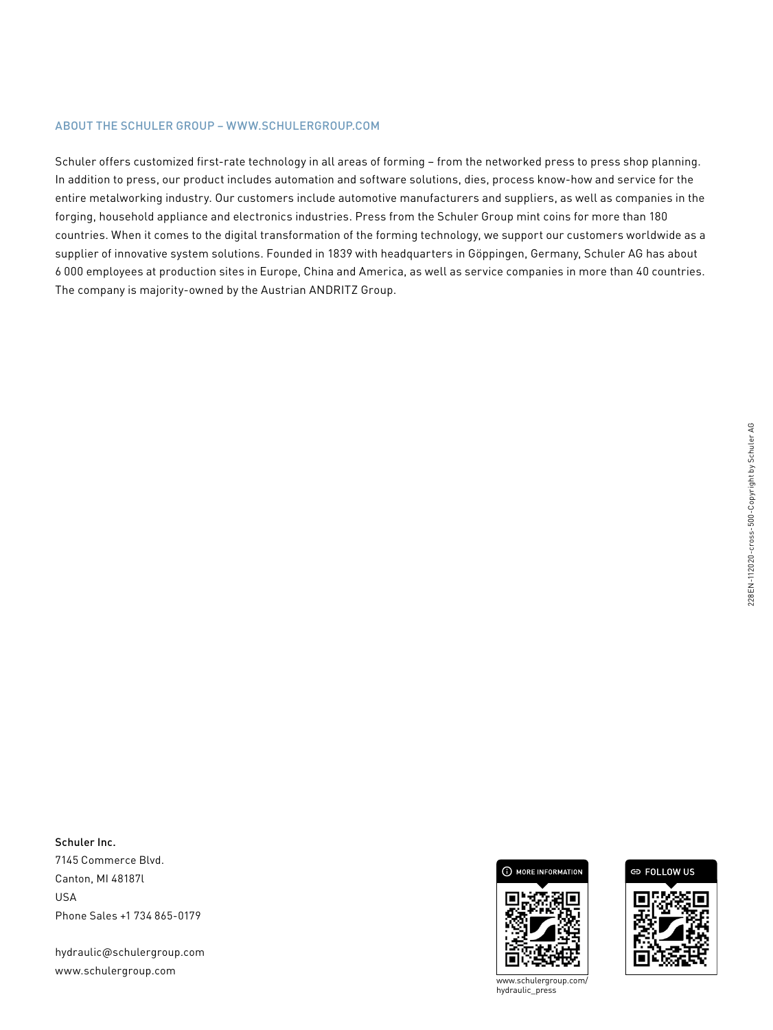## ABOUT THE SCHULER GROUP – WWW.SCHULERGROUP.COM

Schuler offers customized first-rate technology in all areas of forming – from the networked press to press shop planning. In addition to press, our product includes automation and software solutions, dies, process know-how and service for the entire metalworking industry. Our customers include automotive manufacturers and suppliers, as well as companies in the forging, household appliance and electronics industries. Press from the Schuler Group mint coins for more than 180 countries. When it comes to the digital transformation of the forming technology, we support our customers worldwide as a supplier of innovative system solutions. Founded in 1839 with headquarters in Göppingen, Germany, Schuler AG has about 6 000 employees at production sites in Europe, China and America, as well as service companies in more than 40 countries. The company is majority-owned by the Austrian ANDRITZ Group.

228EN-112020-cross-500-Copyright by Schuler AG

**Schuler Inc.**
7145 Commerce Blvd.
Canton, MI 48187l
USA
Phone Sales +1 734 865-0179

hydraulic@schulergroup.com
www.schulergroup.com

MORE INFORMATION

www.schulergroup.com/hydraulic_press

FOLLOW US